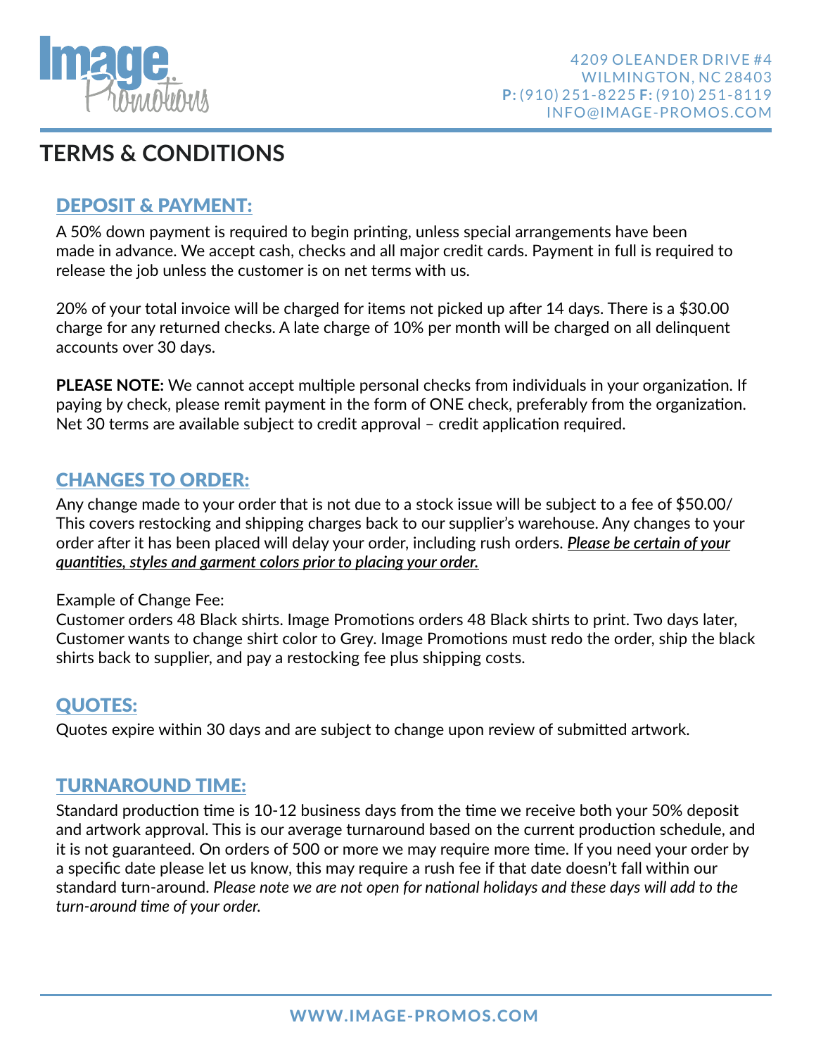Image Promotions

4209 OLEANDER DRIVE #4
WILMINGTON, NC 28403
**P:** (910) 251-8225 **F:** (910) 251-8119
INFO@IMAGE-PROMOS.COM

# TERMS & CONDITIONS

## DEPOSIT & PAYMENT:

A 50% down payment is required to begin printing, unless special arrangements have been made in advance. We accept cash, checks and all major credit cards. Payment in full is required to release the job unless the customer is on net terms with us.

20% of your total invoice will be charged for items not picked up after 14 days. There is a $30.00 charge for any returned checks. A late charge of 10% per month will be charged on all delinquent accounts over 30 days.

**PLEASE NOTE:** We cannot accept multiple personal checks from individuals in your organization. If paying by check, please remit payment in the form of ONE check, preferably from the organization. Net 30 terms are available subject to credit approval – credit application required.

## CHANGES TO ORDER:

Any change made to your order that is not due to a stock issue will be subject to a fee of $50.00/ This covers restocking and shipping charges back to our supplier's warehouse. Any changes to your order after it has been placed will delay your order, including rush orders. ***Please be certain of your quantities, styles and garment colors prior to placing your order.***

Example of Change Fee:
Customer orders 48 Black shirts. Image Promotions orders 48 Black shirts to print. Two days later, Customer wants to change shirt color to Grey. Image Promotions must redo the order, ship the black shirts back to supplier, and pay a restocking fee plus shipping costs.

## QUOTES:

Quotes expire within 30 days and are subject to change upon review of submitted artwork.

## TURNAROUND TIME:

Standard production time is 10-12 business days from the time we receive both your 50% deposit and artwork approval. This is our average turnaround based on the current production schedule, and it is not guaranteed. On orders of 500 or more we may require more time. If you need your order by a specific date please let us know, this may require a rush fee if that date doesn't fall within our standard turn-around. *Please note we are not open for national holidays and these days will add to the turn-around time of your order.*

WWW.IMAGE-PROMOS.COM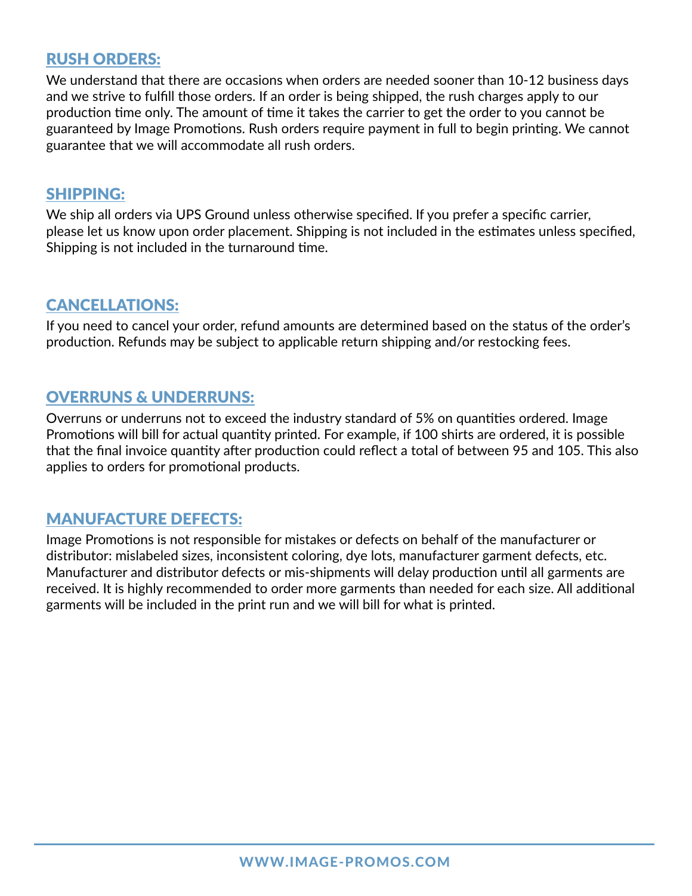## RUSH ORDERS:

We understand that there are occasions when orders are needed sooner than 10-12 business days and we strive to fulfill those orders. If an order is being shipped, the rush charges apply to our production time only. The amount of time it takes the carrier to get the order to you cannot be guaranteed by Image Promotions. Rush orders require payment in full to begin printing. We cannot guarantee that we will accommodate all rush orders.

## SHIPPING:

We ship all orders via UPS Ground unless otherwise specified. If you prefer a specific carrier, please let us know upon order placement. Shipping is not included in the estimates unless specified, Shipping is not included in the turnaround time.

## CANCELLATIONS:

If you need to cancel your order, refund amounts are determined based on the status of the order's production. Refunds may be subject to applicable return shipping and/or restocking fees.

## OVERRUNS & UNDERRUNS:

Overruns or underruns not to exceed the industry standard of 5% on quantities ordered. Image Promotions will bill for actual quantity printed. For example, if 100 shirts are ordered, it is possible that the final invoice quantity after production could reflect a total of between 95 and 105. This also applies to orders for promotional products.

## MANUFACTURE DEFECTS:

Image Promotions is not responsible for mistakes or defects on behalf of the manufacturer or distributor: mislabeled sizes, inconsistent coloring, dye lots, manufacturer garment defects, etc. Manufacturer and distributor defects or mis-shipments will delay production until all garments are received. It is highly recommended to order more garments than needed for each size. All additional garments will be included in the print run and we will bill for what is printed.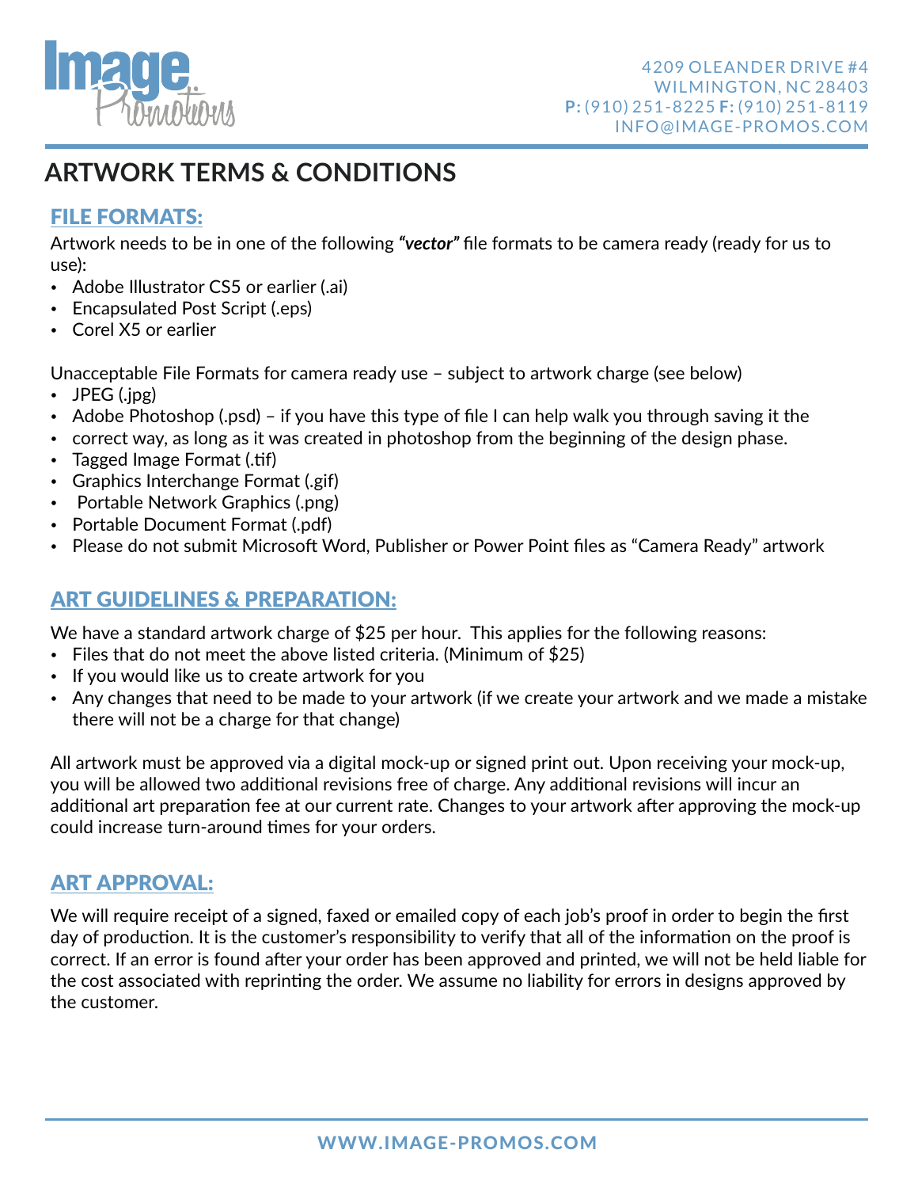4209 OLEANDER DRIVE #4
WILMINGTON, NC 28403
**P:** (910) 251-8225 **F:** (910) 251-8119
INFO@IMAGE-PROMOS.COM

# ARTWORK TERMS & CONDITIONS

## FILE FORMATS:

Artwork needs to be in one of the following ***"vector"*** file formats to be camera ready (ready for us to use):

- Adobe Illustrator CS5 or earlier (.ai)
- Encapsulated Post Script (.eps)
- Corel X5 or earlier

Unacceptable File Formats for camera ready use – subject to artwork charge (see below)

- JPEG (.jpg)
- Adobe Photoshop (.psd) – if you have this type of file I can help walk you through saving it the
- correct way, as long as it was created in photoshop from the beginning of the design phase.
- Tagged Image Format (.tif)
- Graphics Interchange Format (.gif)
- Portable Network Graphics (.png)
- Portable Document Format (.pdf)
- Please do not submit Microsoft Word, Publisher or Power Point files as "Camera Ready" artwork

## ART GUIDELINES & PREPARATION:

We have a standard artwork charge of $25 per hour. This applies for the following reasons:

- Files that do not meet the above listed criteria. (Minimum of $25)
- If you would like us to create artwork for you
- Any changes that need to be made to your artwork (if we create your artwork and we made a mistake there will not be a charge for that change)

All artwork must be approved via a digital mock-up or signed print out. Upon receiving your mock-up, you will be allowed two additional revisions free of charge. Any additional revisions will incur an additional art preparation fee at our current rate. Changes to your artwork after approving the mock-up could increase turn-around times for your orders.

## ART APPROVAL:

We will require receipt of a signed, faxed or emailed copy of each job's proof in order to begin the first day of production. It is the customer's responsibility to verify that all of the information on the proof is correct. If an error is found after your order has been approved and printed, we will not be held liable for the cost associated with reprinting the order. We assume no liability for errors in designs approved by the customer.

WWW.IMAGE-PROMOS.COM